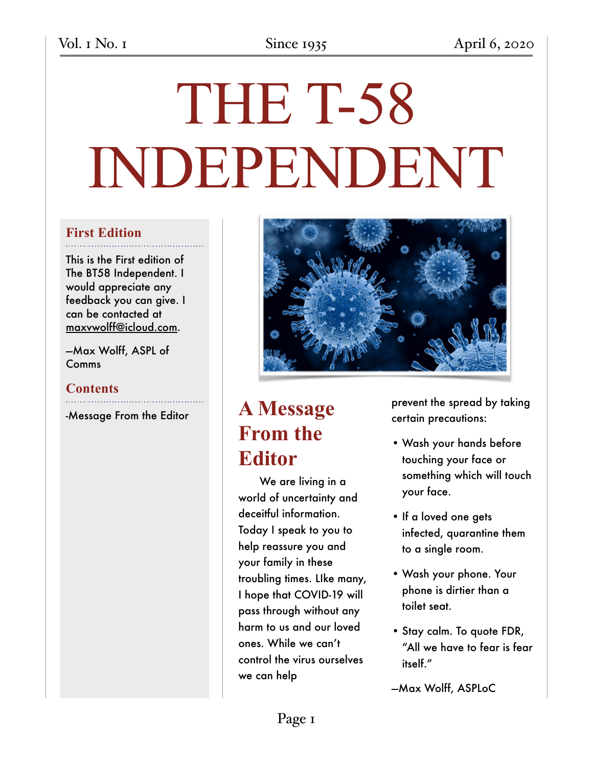Vol. 1 No. 1 | Since 1935 | April 6, 2020

# THE T-58 INDEPENDENT

### First Edition

This is the First edition of The BT58 Independent. I would appreciate any feedback you can give. I can be contacted at maxvwolff@icloud.com.

—Max Wolff, ASPL of Comms

### Contents

-Message From the Editor

## A Message From the Editor

We are living in a world of uncertainty and deceitful information. Today I speak to you to help reassure you and your family in these troubling times. LIke many, I hope that COVID-19 will pass through without any harm to us and our loved ones. While we can't control the virus ourselves we can help prevent the spread by taking certain precautions:

- Wash your hands before touching your face or something which will touch your face.
- If a loved one gets infected, quarantine them to a single room.
- Wash your phone. Your phone is dirtier than a toilet seat.
- Stay calm. To quote FDR, "All we have to fear is fear itself."

—Max Wolff, ASPLoC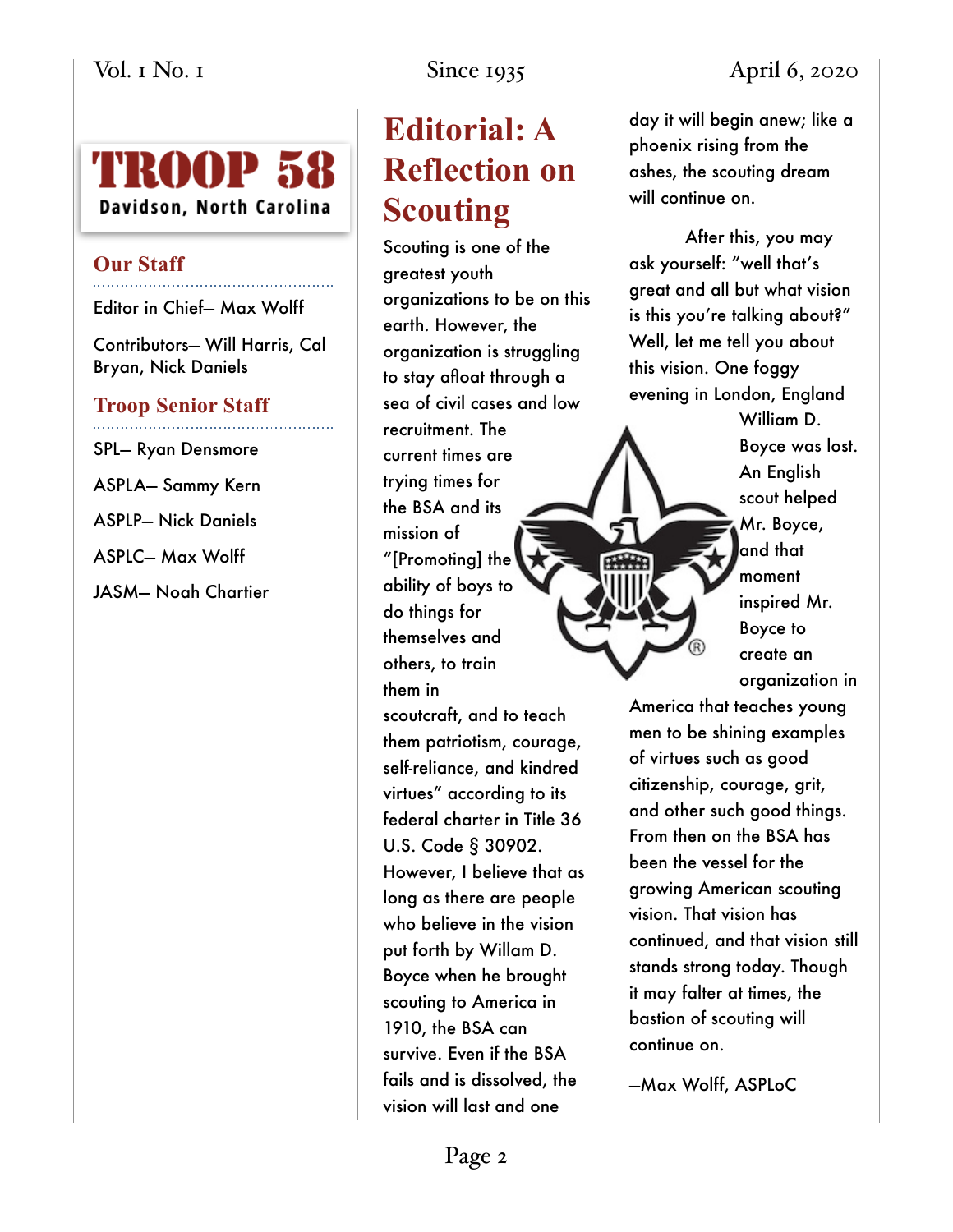# TROOP 58

Davidson, North Carolina

## Our Staff

Editor in Chief– Max Wolff

Contributors– Will Harris, Cal Bryan, Nick Daniels

## Troop Senior Staff

SPL– Ryan Densmore

ASPLA– Sammy Kern

ASPLP– Nick Daniels

ASPLC– Max Wolff

JASM– Noah Chartier

# Editorial: A Reflection on Scouting

Scouting is one of the greatest youth organizations to be on this earth. However, the organization is struggling to stay afloat through a sea of civil cases and low recruitment. The current times are trying times for the BSA and its mission of "[Promoting] the ability of boys to do things for themselves and others, to train them in scoutcraft, and to teach them patriotism, courage, self-reliance, and kindred virtues" according to its federal charter in Title 36 U.S. Code § 30902. However, I believe that as long as there are people who believe in the vision put forth by Willam D. Boyce when he brought scouting to America in 1910, the BSA can survive. Even if the BSA fails and is dissolved, the vision will last and one day it will begin anew; like a phoenix rising from the ashes, the scouting dream will continue on.

After this, you may ask yourself: "well that's great and all but what vision is this you're talking about?" Well, let me tell you about this vision. One foggy evening in London, England William D. Boyce was lost. An English scout helped Mr. Boyce, and that moment inspired Mr. Boyce to create an organization in America that teaches young men to be shining examples of virtues such as good citizenship, courage, grit, and other such good things. From then on the BSA has been the vessel for the growing American scouting vision. That vision has continued, and that vision still stands strong today. Though it may falter at times, the bastion of scouting will continue on.

–Max Wolff, ASPLoC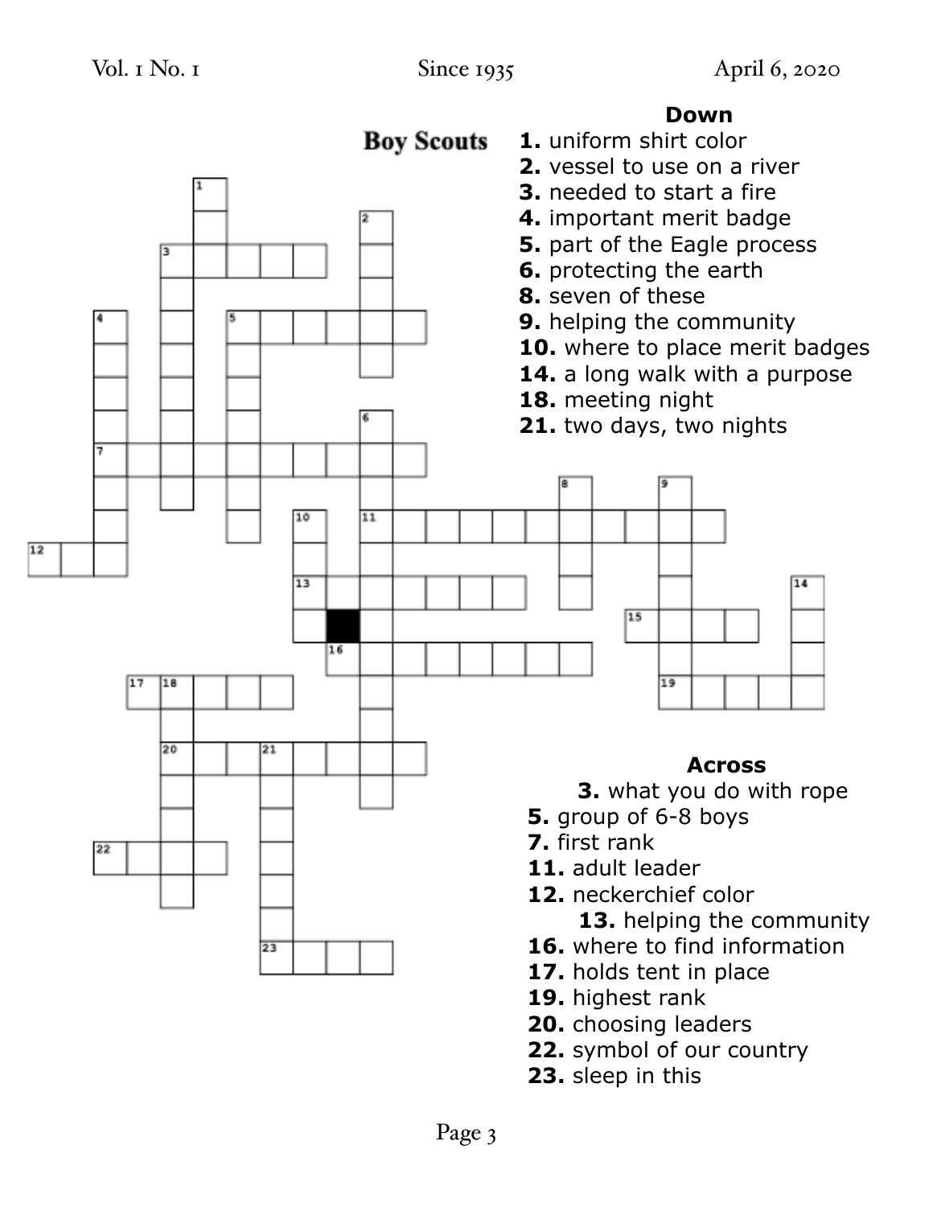## Boy Scouts

**Down**

**1.** uniform shirt color
**2.** vessel to use on a river
**3.** needed to start a fire
**4.** important merit badge
**5.** part of the Eagle process
**6.** protecting the earth
**8.** seven of these
**9.** helping the community
**10.** where to place merit badges
**14.** a long walk with a purpose
**18.** meeting night
**21.** two days, two nights

**Across**

**3.** what you do with rope
**5.** group of 6-8 boys
**7.** first rank
**11.** adult leader
**12.** neckerchief color
**13.** helping the community
**16.** where to find information
**17.** holds tent in place
**19.** highest rank
**20.** choosing leaders
**22.** symbol of our country
**23.** sleep in this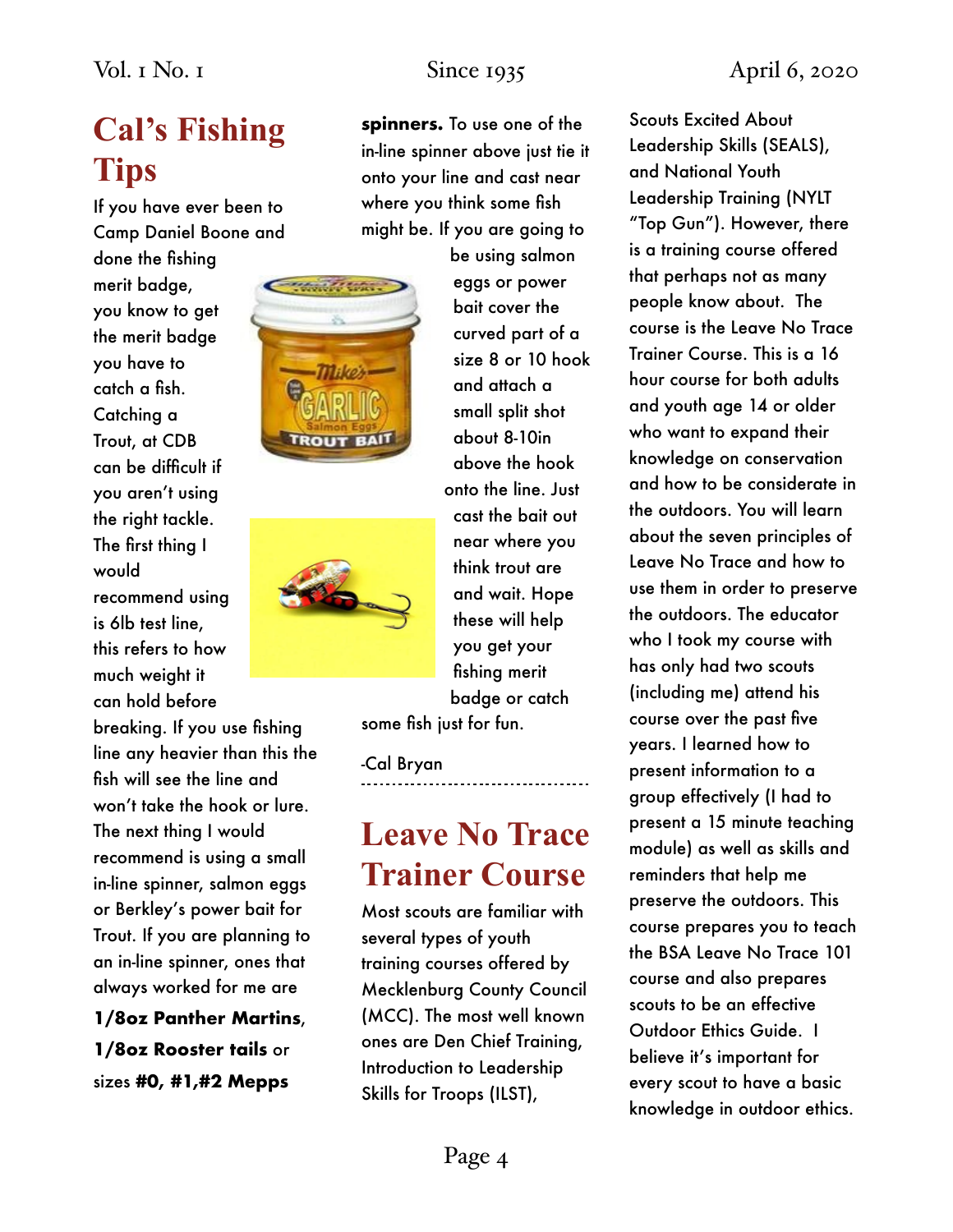# Cal's Fishing Tips

If you have ever been to Camp Daniel Boone and done the fishing merit badge, you know to get the merit badge you have to catch a fish. Catching a Trout, at CDB can be difficult if you aren't using the right tackle. The first thing I would recommend using is 6lb test line, this refers to how much weight it can hold before breaking. If you use fishing line any heavier than this the fish will see the line and won't take the hook or lure. The next thing I would recommend is using a small in-line spinner, salmon eggs or Berkley's power bait for Trout. If you are planning to an in-line spinner, ones that always worked for me are **1/8oz Panther Martins**, **1/8oz Rooster tails** or sizes **#0, #1,#2 Mepps spinners.** To use one of the in-line spinner above just tie it onto your line and cast near where you think some fish might be. If you are going to be using salmon eggs or power bait cover the curved part of a size 8 or 10 hook and attach a small split shot about 8-10in above the hook onto the line. Just cast the bait out near where you think trout are and wait. Hope these will help you get your fishing merit badge or catch some fish just for fun.

-Cal Bryan

---

# Leave No Trace Trainer Course

Most scouts are familiar with several types of youth training courses offered by Mecklenburg County Council (MCC). The most well known ones are Den Chief Training, Introduction to Leadership Skills for Troops (ILST), Scouts Excited About Leadership Skills (SEALS), and National Youth Leadership Training (NYLT "Top Gun"). However, there is a training course offered that perhaps not as many people know about. The course is the Leave No Trace Trainer Course. This is a 16 hour course for both adults and youth age 14 or older who want to expand their knowledge on conservation and how to be considerate in the outdoors. You will learn about the seven principles of Leave No Trace and how to use them in order to preserve the outdoors. The educator who I took my course with has only had two scouts (including me) attend his course over the past five years. I learned how to present information to a group effectively (I had to present a 15 minute teaching module) as well as skills and reminders that help me preserve the outdoors. This course prepares you to teach the BSA Leave No Trace 101 course and also prepares scouts to be an effective Outdoor Ethics Guide. I believe it's important for every scout to have a basic knowledge in outdoor ethics.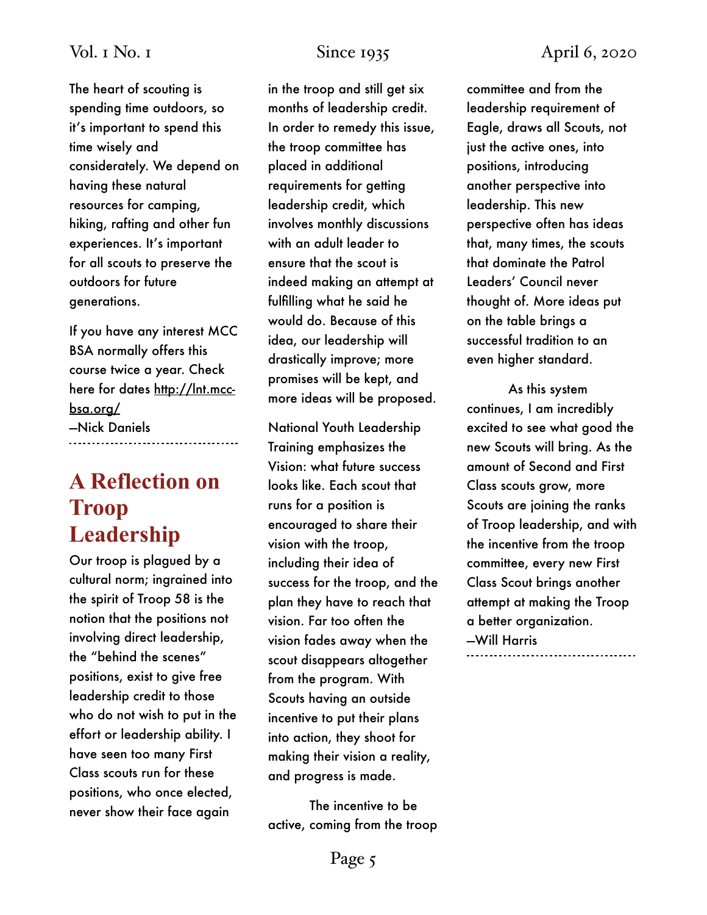The heart of scouting is spending time outdoors, so it's important to spend this time wisely and considerately. We depend on having these natural resources for camping, hiking, rafting and other fun experiences. It's important for all scouts to preserve the outdoors for future generations.

If you have any interest MCC BSA normally offers this course twice a year. Check here for dates http://lnt.mcc-bsa.org/
—Nick Daniels

---

## A Reflection on Troop Leadership

Our troop is plagued by a cultural norm; ingrained into the spirit of Troop 58 is the notion that the positions not involving direct leadership, the "behind the scenes" positions, exist to give free leadership credit to those who do not wish to put in the effort or leadership ability. I have seen too many First Class scouts run for these positions, who once elected, never show their face again in the troop and still get six months of leadership credit. In order to remedy this issue, the troop committee has placed in additional requirements for getting leadership credit, which involves monthly discussions with an adult leader to ensure that the scout is indeed making an attempt at fulfilling what he said he would do. Because of this idea, our leadership will drastically improve; more promises will be kept, and more ideas will be proposed.

National Youth Leadership Training emphasizes the Vision: what future success looks like. Each scout that runs for a position is encouraged to share their vision with the troop, including their idea of success for the troop, and the plan they have to reach that vision. Far too often the vision fades away when the scout disappears altogether from the program. With Scouts having an outside incentive to put their plans into action, they shoot for making their vision a reality, and progress is made.

The incentive to be active, coming from the troop committee and from the leadership requirement of Eagle, draws all Scouts, not just the active ones, into positions, introducing another perspective into leadership. This new perspective often has ideas that, many times, the scouts that dominate the Patrol Leaders' Council never thought of. More ideas put on the table brings a successful tradition to an even higher standard.

As this system continues, I am incredibly excited to see what good the new Scouts will bring. As the amount of Second and First Class scouts grow, more Scouts are joining the ranks of Troop leadership, and with the incentive from the troop committee, every new First Class Scout brings another attempt at making the Troop a better organization.
—Will Harris